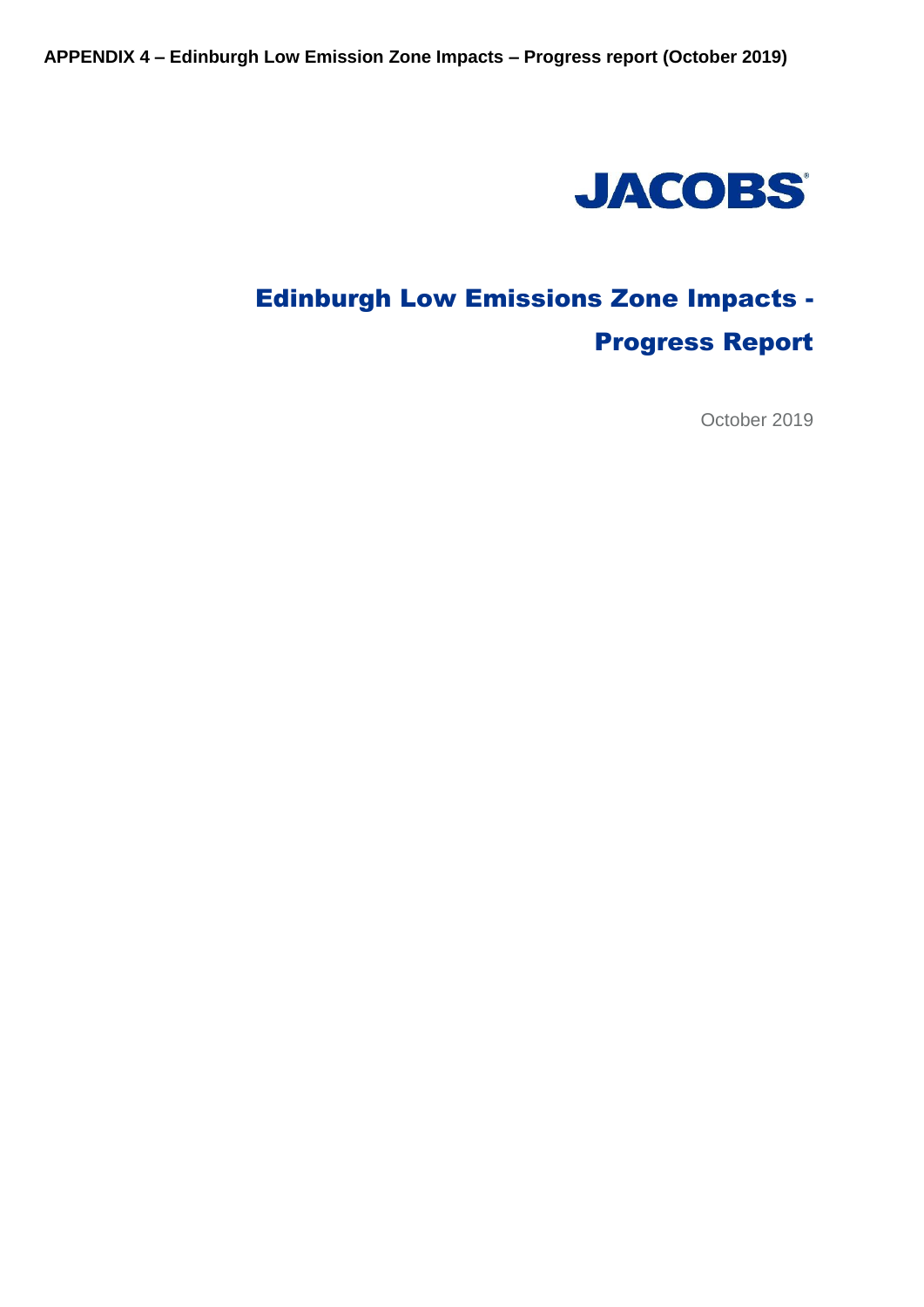**APPENDIX 4 – Edinburgh Low Emission Zone Impacts – Progress report (October 2019)**

JACOBS

# Edinburgh Low Emissions Zone Impacts - Progress Report

October 2019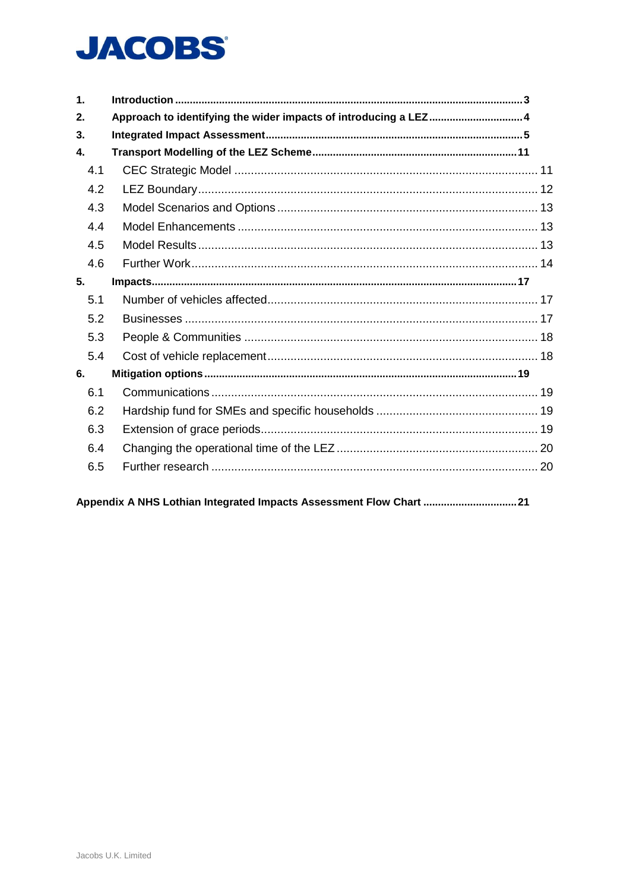| | | |
|---|---|---|
| **1.** | **Introduction** | **3** |
| **2.** | **Approach to identifying the wider impacts of introducing a LEZ** | **4** |
| **3.** | **Integrated Impact Assessment** | **5** |
| **4.** | **Transport Modelling of the LEZ Scheme** | **11** |
| 4.1 | CEC Strategic Model | 11 |
| 4.2 | LEZ Boundary | 12 |
| 4.3 | Model Scenarios and Options | 13 |
| 4.4 | Model Enhancements | 13 |
| 4.5 | Model Results | 13 |
| 4.6 | Further Work | 14 |
| **5.** | **Impacts** | **17** |
| 5.1 | Number of vehicles affected | 17 |
| 5.2 | Businesses | 17 |
| 5.3 | People & Communities | 18 |
| 5.4 | Cost of vehicle replacement | 18 |
| **6.** | **Mitigation options** | **19** |
| 6.1 | Communications | 19 |
| 6.2 | Hardship fund for SMEs and specific households | 19 |
| 6.3 | Extension of grace periods | 19 |
| 6.4 | Changing the operational time of the LEZ | 20 |
| 6.5 | Further research | 20 |

**Appendix A NHS Lothian Integrated Impacts Assessment Flow Chart ..................... 21**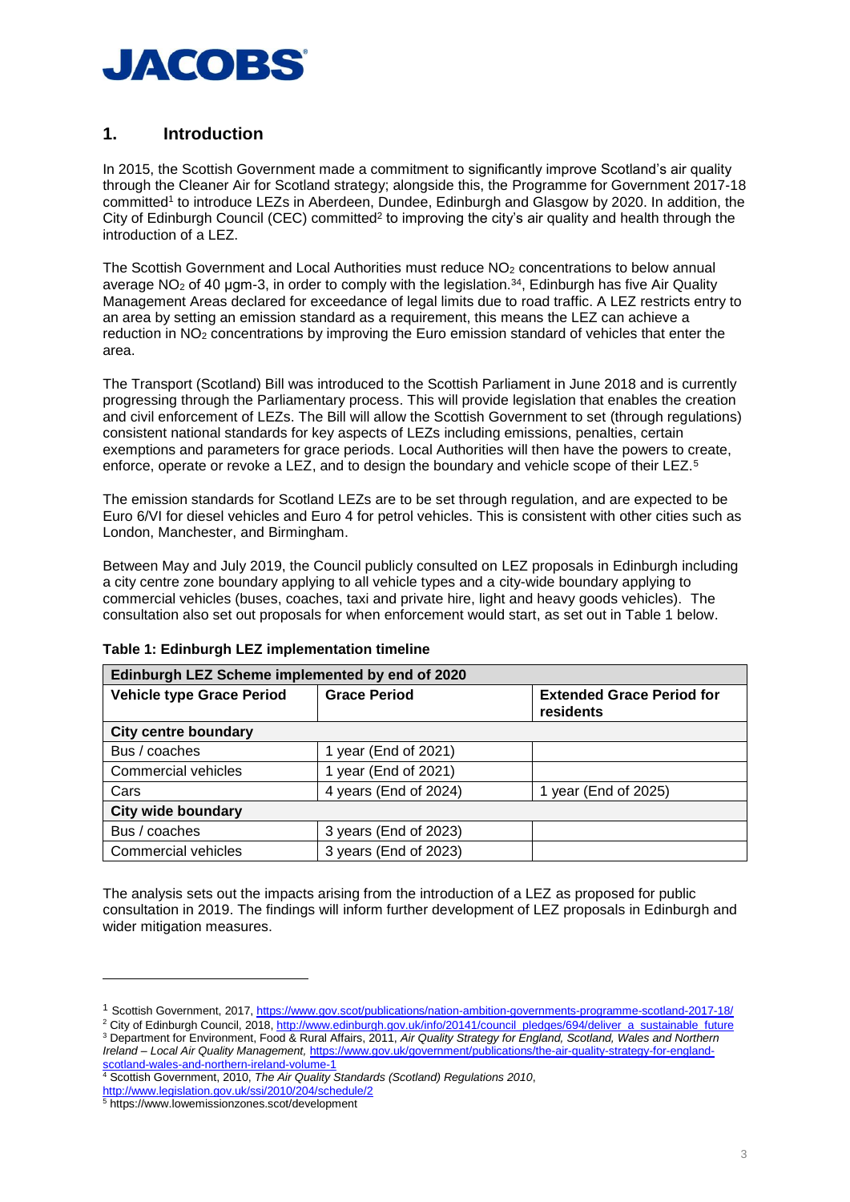## 1. Introduction

In 2015, the Scottish Government made a commitment to significantly improve Scotland's air quality through the Cleaner Air for Scotland strategy; alongside this, the Programme for Government 2017-18 committed[1] to introduce LEZs in Aberdeen, Dundee, Edinburgh and Glasgow by 2020. In addition, the City of Edinburgh Council (CEC) committed[2] to improving the city's air quality and health through the introduction of a LEZ.

The Scottish Government and Local Authorities must reduce $NO_2$ concentrations to below annual average $NO_2$ of 40 μgm-3, in order to comply with the legislation.[34], Edinburgh has five Air Quality Management Areas declared for exceedance of legal limits due to road traffic. A LEZ restricts entry to an area by setting an emission standard as a requirement, this means the LEZ can achieve a reduction in $NO_2$ concentrations by improving the Euro emission standard of vehicles that enter the area.

The Transport (Scotland) Bill was introduced to the Scottish Parliament in June 2018 and is currently progressing through the Parliamentary process. This will provide legislation that enables the creation and civil enforcement of LEZs. The Bill will allow the Scottish Government to set (through regulations) consistent national standards for key aspects of LEZs including emissions, penalties, certain exemptions and parameters for grace periods. Local Authorities will then have the powers to create, enforce, operate or revoke a LEZ, and to design the boundary and vehicle scope of their LEZ.[5]

The emission standards for Scotland LEZs are to be set through regulation, and are expected to be Euro 6/VI for diesel vehicles and Euro 4 for petrol vehicles. This is consistent with other cities such as London, Manchester, and Birmingham.

Between May and July 2019, the Council publicly consulted on LEZ proposals in Edinburgh including a city centre zone boundary applying to all vehicle types and a city-wide boundary applying to commercial vehicles (buses, coaches, taxi and private hire, light and heavy goods vehicles). The consultation also set out proposals for when enforcement would start, as set out in Table 1 below.

**Table 1: Edinburgh LEZ implementation timeline**

| Edinburgh LEZ Scheme implemented by end of 2020 | | |
|---|---|---|
| **Vehicle type Grace Period** | **Grace Period** | **Extended Grace Period for residents** |
| **City centre boundary** | | |
| Bus / coaches | 1 year (End of 2021) | |
| Commercial vehicles | 1 year (End of 2021) | |
| Cars | 4 years (End of 2024) | 1 year (End of 2025) |
| **City wide boundary** | | |
| Bus / coaches | 3 years (End of 2023) | |
| Commercial vehicles | 3 years (End of 2023) | |

The analysis sets out the impacts arising from the introduction of a LEZ as proposed for public consultation in 2019. The findings will inform further development of LEZ proposals in Edinburgh and wider mitigation measures.

---

[1] Scottish Government, 2017, https://www.gov.scot/publications/nation-ambition-governments-programme-scotland-2017-18/

[2] City of Edinburgh Council, 2018, http://www.edinburgh.gov.uk/info/20141/council_pledges/694/deliver_a_sustainable_future

[3] Department for Environment, Food & Rural Affairs, 2011, *Air Quality Strategy for England, Scotland, Wales and Northern Ireland – Local Air Quality Management,* https://www.gov.uk/government/publications/the-air-quality-strategy-for-england-scotland-wales-and-northern-ireland-volume-1

[4] Scottish Government, 2010, *The Air Quality Standards (Scotland) Regulations 2010*, http://www.legislation.gov.uk/ssi/2010/204/schedule/2

[5] https://www.lowemissionzones.scot/development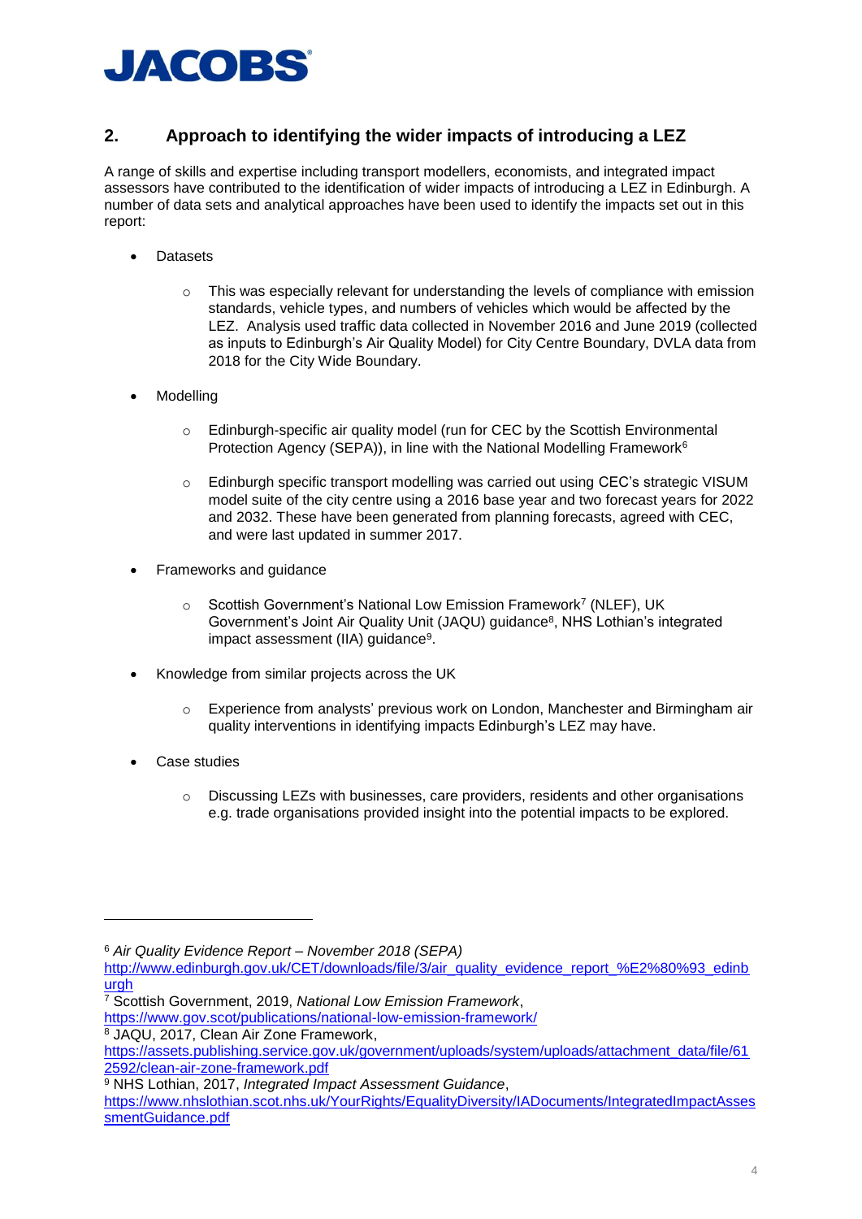## 2. Approach to identifying the wider impacts of introducing a LEZ

A range of skills and expertise including transport modellers, economists, and integrated impact assessors have contributed to the identification of wider impacts of introducing a LEZ in Edinburgh. A number of data sets and analytical approaches have been used to identify the impacts set out in this report:

- Datasets
  - This was especially relevant for understanding the levels of compliance with emission standards, vehicle types, and numbers of vehicles which would be affected by the LEZ. Analysis used traffic data collected in November 2016 and June 2019 (collected as inputs to Edinburgh's Air Quality Model) for City Centre Boundary, DVLA data from 2018 for the City Wide Boundary.
- Modelling
  - Edinburgh-specific air quality model (run for CEC by the Scottish Environmental Protection Agency (SEPA)), in line with the National Modelling Framework[6]
  - Edinburgh specific transport modelling was carried out using CEC's strategic VISUM model suite of the city centre using a 2016 base year and two forecast years for 2022 and 2032. These have been generated from planning forecasts, agreed with CEC, and were last updated in summer 2017.
- Frameworks and guidance
  - Scottish Government's National Low Emission Framework[7] (NLEF), UK Government's Joint Air Quality Unit (JAQU) guidance[8], NHS Lothian's integrated impact assessment (IIA) guidance[9].
- Knowledge from similar projects across the UK
  - Experience from analysts' previous work on London, Manchester and Birmingham air quality interventions in identifying impacts Edinburgh's LEZ may have.
- Case studies
  - Discussing LEZs with businesses, care providers, residents and other organisations e.g. trade organisations provided insight into the potential impacts to be explored.

---

[6] *Air Quality Evidence Report – November 2018 (SEPA)* http://www.edinburgh.gov.uk/CET/downloads/file/3/air_quality_evidence_report_%E2%80%93_edinburgh

[7] Scottish Government, 2019, *National Low Emission Framework*, https://www.gov.scot/publications/national-low-emission-framework/

[8] JAQU, 2017, Clean Air Zone Framework, https://assets.publishing.service.gov.uk/government/uploads/system/uploads/attachment_data/file/612592/clean-air-zone-framework.pdf

[9] NHS Lothian, 2017, *Integrated Impact Assessment Guidance*, https://www.nhslothian.scot.nhs.uk/YourRights/EqualityDiversity/IADocuments/IntegratedImpactAssessmentGuidance.pdf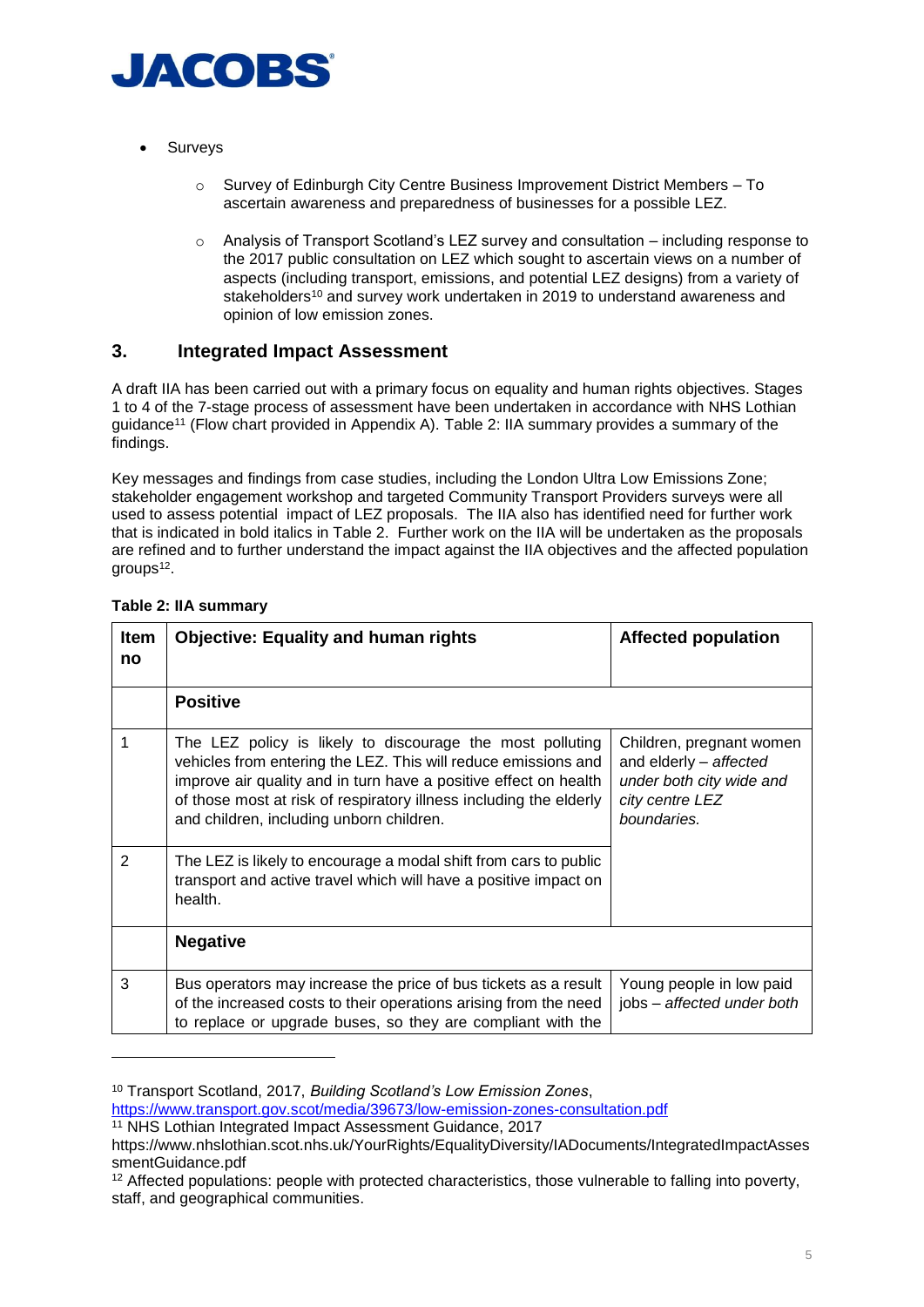- Surveys
  - Survey of Edinburgh City Centre Business Improvement District Members – To ascertain awareness and preparedness of businesses for a possible LEZ.
  - Analysis of Transport Scotland's LEZ survey and consultation – including response to the 2017 public consultation on LEZ which sought to ascertain views on a number of aspects (including transport, emissions, and potential LEZ designs) from a variety of stakeholders[10] and survey work undertaken in 2019 to understand awareness and opinion of low emission zones.

## 3. Integrated Impact Assessment

A draft IIA has been carried out with a primary focus on equality and human rights objectives. Stages 1 to 4 of the 7-stage process of assessment have been undertaken in accordance with NHS Lothian guidance[11] (Flow chart provided in Appendix A). Table 2: IIA summary provides a summary of the findings.

Key messages and findings from case studies, including the London Ultra Low Emissions Zone; stakeholder engagement workshop and targeted Community Transport Providers surveys were all used to assess potential impact of LEZ proposals. The IIA also has identified need for further work that is indicated in bold italics in Table 2. Further work on the IIA will be undertaken as the proposals are refined and to further understand the impact against the IIA objectives and the affected population groups[12].

**Table 2: IIA summary**

| Item no | Objective: Equality and human rights | Affected population |
|---|---|---|
| | **Positive** | |
| 1 | The LEZ policy is likely to discourage the most polluting vehicles from entering the LEZ. This will reduce emissions and improve air quality and in turn have a positive effect on health of those most at risk of respiratory illness including the elderly and children, including unborn children. | Children, pregnant women and elderly – *affected under both city wide and city centre LEZ boundaries.* |
| 2 | The LEZ is likely to encourage a modal shift from cars to public transport and active travel which will have a positive impact on health. | |
| | **Negative** | |
| 3 | Bus operators may increase the price of bus tickets as a result of the increased costs to their operations arising from the need to replace or upgrade buses, so they are compliant with the | Young people in low paid jobs – *affected under both* |

[10] Transport Scotland, 2017, *Building Scotland's Low Emission Zones*, https://www.transport.gov.scot/media/39673/low-emission-zones-consultation.pdf

[11] NHS Lothian Integrated Impact Assessment Guidance, 2017 https://www.nhslothian.scot.nhs.uk/YourRights/EqualityDiversity/IADocuments/IntegratedImpactAssessmentGuidance.pdf

[12] Affected populations: people with protected characteristics, those vulnerable to falling into poverty, staff, and geographical communities.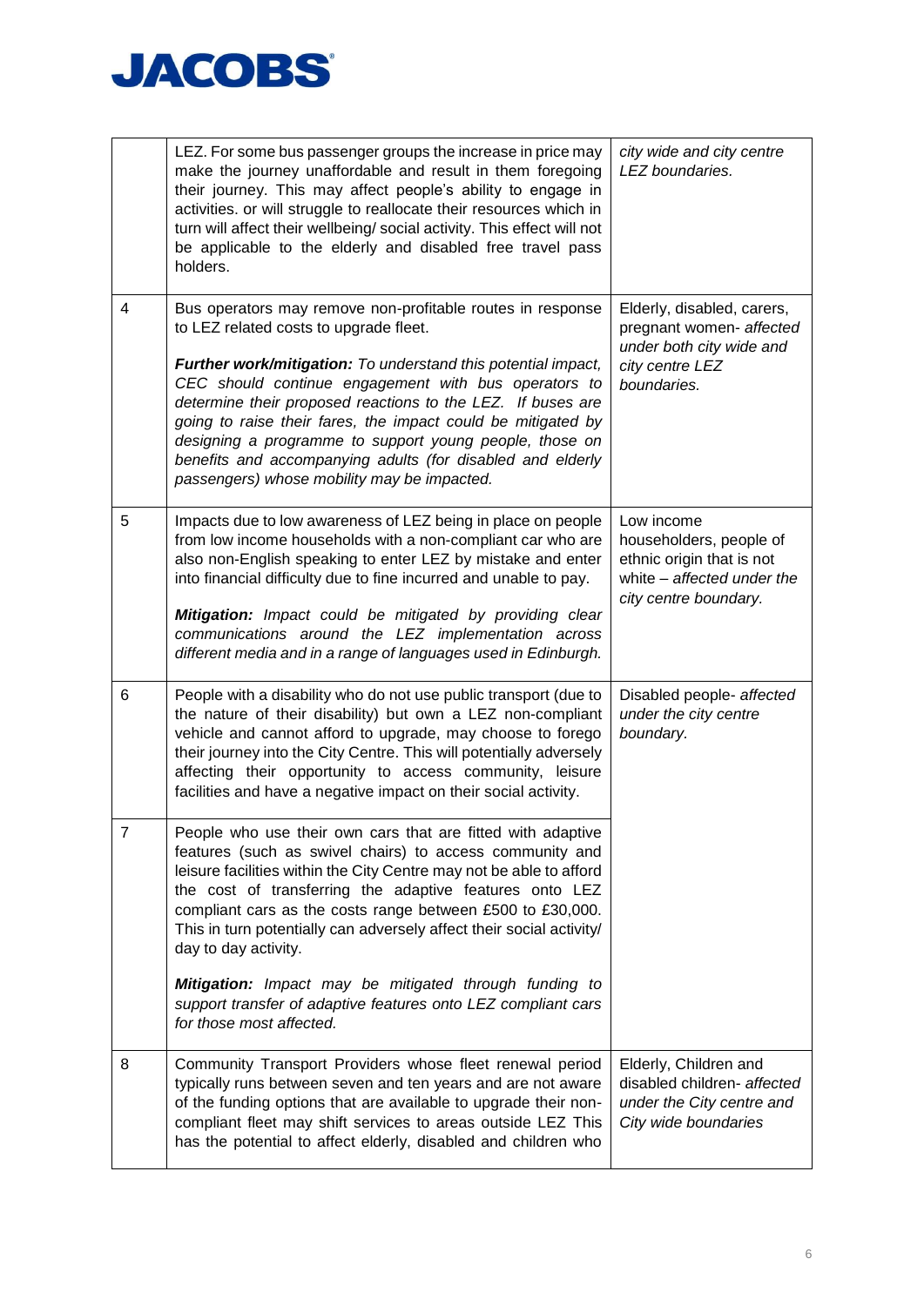| | | |
|---|---|---|
| | LEZ. For some bus passenger groups the increase in price may make the journey unaffordable and result in them foregoing their journey. This may affect people's ability to engage in activities. or will struggle to reallocate their resources which in turn will affect their wellbeing/ social activity. This effect will not be applicable to the elderly and disabled free travel pass holders. | *city wide and city centre LEZ boundaries.* |
| 4 | Bus operators may remove non-profitable routes in response to LEZ related costs to upgrade fleet.<br><br>***Further work/mitigation:*** *To understand this potential impact, CEC should continue engagement with bus operators to determine their proposed reactions to the LEZ. If buses are going to raise their fares, the impact could be mitigated by designing a programme to support young people, those on benefits and accompanying adults (for disabled and elderly passengers) whose mobility may be impacted.* | Elderly, disabled, carers, pregnant women- *affected under both city wide and city centre LEZ boundaries.* |
| 5 | Impacts due to low awareness of LEZ being in place on people from low income households with a non-compliant car who are also non-English speaking to enter LEZ by mistake and enter into financial difficulty due to fine incurred and unable to pay.<br><br>***Mitigation:*** *Impact could be mitigated by providing clear communications around the LEZ implementation across different media and in a range of languages used in Edinburgh.* | Low income householders, people of ethnic origin that is not white – *affected under the city centre boundary.* |
| 6 | People with a disability who do not use public transport (due to the nature of their disability) but own a LEZ non-compliant vehicle and cannot afford to upgrade, may choose to forego their journey into the City Centre. This will potentially adversely affecting their opportunity to access community, leisure facilities and have a negative impact on their social activity. | Disabled people- *affected under the city centre boundary.* |
| 7 | People who use their own cars that are fitted with adaptive features (such as swivel chairs) to access community and leisure facilities within the City Centre may not be able to afford the cost of transferring the adaptive features onto LEZ compliant cars as the costs range between £500 to £30,000. This in turn potentially can adversely affect their social activity/ day to day activity.<br><br>***Mitigation:*** *Impact may be mitigated through funding to support transfer of adaptive features onto LEZ compliant cars for those most affected.* | |
| 8 | Community Transport Providers whose fleet renewal period typically runs between seven and ten years and are not aware of the funding options that are available to upgrade their non-compliant fleet may shift services to areas outside LEZ This has the potential to affect elderly, disabled and children who | Elderly, Children and disabled children- *affected under the City centre and City wide boundaries* |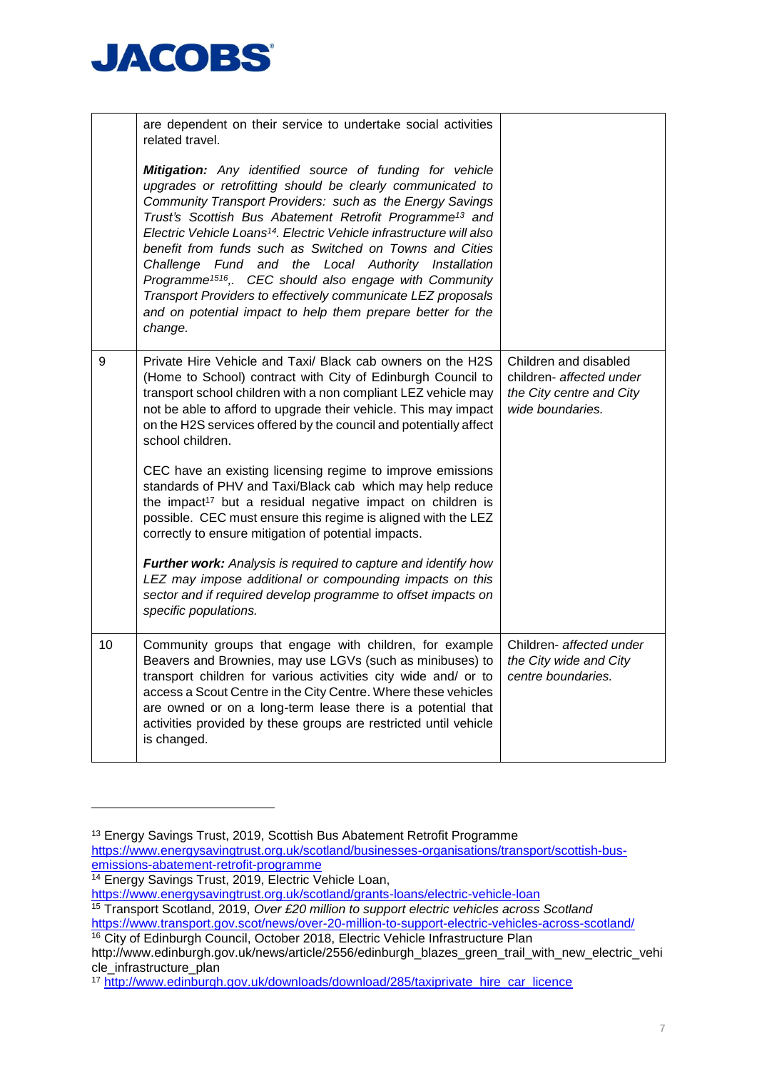| | | |
|---|---|---|
| | are dependent on their service to undertake social activities related travel.<br><br>***Mitigation:*** *Any identified source of funding for vehicle upgrades or retrofitting should be clearly communicated to Community Transport Providers: such as the Energy Savings Trust's Scottish Bus Abatement Retrofit Programme[13] and Electric Vehicle Loans[14]. Electric Vehicle infrastructure will also benefit from funds such as Switched on Towns and Cities Challenge Fund and the Local Authority Installation Programme[15][16],. CEC should also engage with Community Transport Providers to effectively communicate LEZ proposals and on potential impact to help them prepare better for the change.* | |
| 9 | Private Hire Vehicle and Taxi/ Black cab owners on the H2S (Home to School) contract with City of Edinburgh Council to transport school children with a non compliant LEZ vehicle may not be able to afford to upgrade their vehicle. This may impact on the H2S services offered by the council and potentially affect school children.<br><br>CEC have an existing licensing regime to improve emissions standards of PHV and Taxi/Black cab which may help reduce the impact[17] but a residual negative impact on children is possible. CEC must ensure this regime is aligned with the LEZ correctly to ensure mitigation of potential impacts.<br><br>***Further work:*** *Analysis is required to capture and identify how LEZ may impose additional or compounding impacts on this sector and if required develop programme to offset impacts on specific populations.* | Children and disabled children- *affected under the City centre and City wide boundaries.* |
| 10 | Community groups that engage with children, for example Beavers and Brownies, may use LGVs (such as minibuses) to transport children for various activities city wide and/ or to access a Scout Centre in the City Centre. Where these vehicles are owned or on a long-term lease there is a potential that activities provided by these groups are restricted until vehicle is changed. | Children- *affected under the City wide and City centre boundaries.* |

[13] Energy Savings Trust, 2019, Scottish Bus Abatement Retrofit Programme https://www.energysavingtrust.org.uk/scotland/businesses-organisations/transport/scottish-bus-emissions-abatement-retrofit-programme

[14] Energy Savings Trust, 2019, Electric Vehicle Loan, https://www.energysavingtrust.org.uk/scotland/grants-loans/electric-vehicle-loan

[15] Transport Scotland, 2019, *Over £20 million to support electric vehicles across Scotland* https://www.transport.gov.scot/news/over-20-million-to-support-electric-vehicles-across-scotland/

[16] City of Edinburgh Council, October 2018, Electric Vehicle Infrastructure Plan http://www.edinburgh.gov.uk/news/article/2556/edinburgh_blazes_green_trail_with_new_electric_vehicle_infrastructure_plan

[17] http://www.edinburgh.gov.uk/downloads/download/285/taxiprivate_hire_car_licence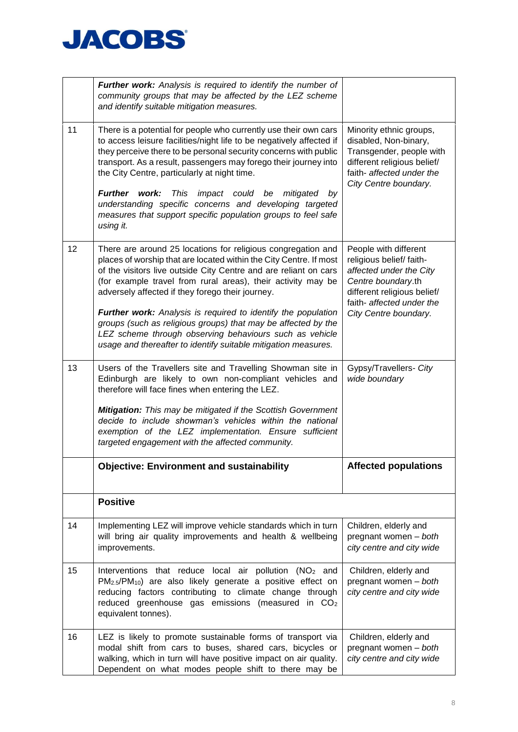| | | |
|---|---|---|
| | ***Further work:*** *Analysis is required to identify the number of community groups that may be affected by the LEZ scheme and identify suitable mitigation measures.* | |
| 11 | There is a potential for people who currently use their own cars to access leisure facilities/night life to be negatively affected if they perceive there to be personal security concerns with public transport. As a result, passengers may forego their journey into the City Centre, particularly at night time.<br><br>***Further work:*** *This impact could be mitigated by understanding specific concerns and developing targeted measures that support specific population groups to feel safe using it.* | Minority ethnic groups, disabled, Non-binary, Transgender, people with different religious belief/ faith- *affected under the City Centre boundary.* |
| 12 | There are around 25 locations for religious congregation and places of worship that are located within the City Centre. If most of the visitors live outside City Centre and are reliant on cars (for example travel from rural areas), their activity may be adversely affected if they forego their journey.<br><br>***Further work:*** *Analysis is required to identify the population groups (such as religious groups) that may be affected by the LEZ scheme through observing behaviours such as vehicle usage and thereafter to identify suitable mitigation measures.* | People with different religious belief/ faith- *affected under the City Centre boundary.*th different religious belief/ faith- *affected under the City Centre boundary.* |
| 13 | Users of the Travellers site and Travelling Showman site in Edinburgh are likely to own non-compliant vehicles and therefore will face fines when entering the LEZ.<br><br>***Mitigation:*** *This may be mitigated if the Scottish Government decide to include showman's vehicles within the national exemption of the LEZ implementation. Ensure sufficient targeted engagement with the affected community.* | Gypsy/Travellers- *City wide boundary* |
| | **Objective: Environment and sustainability** | **Affected populations** |
| | **Positive** | |
| 14 | Implementing LEZ will improve vehicle standards which in turn will bring air quality improvements and health & wellbeing improvements. | Children, elderly and pregnant women – *both city centre and city wide* |
| 15 | Interventions that reduce local air pollution ($NO_2$ and $PM_{2.5}$/$PM_{10}$) are also likely generate a positive effect on reducing factors contributing to climate change through reduced greenhouse gas emissions (measured in $CO_2$ equivalent tonnes). | Children, elderly and pregnant women – *both city centre and city wide* |
| 16 | LEZ is likely to promote sustainable forms of transport via modal shift from cars to buses, shared cars, bicycles or walking, which in turn will have positive impact on air quality. Dependent on what modes people shift to there may be | Children, elderly and pregnant women – *both city centre and city wide* |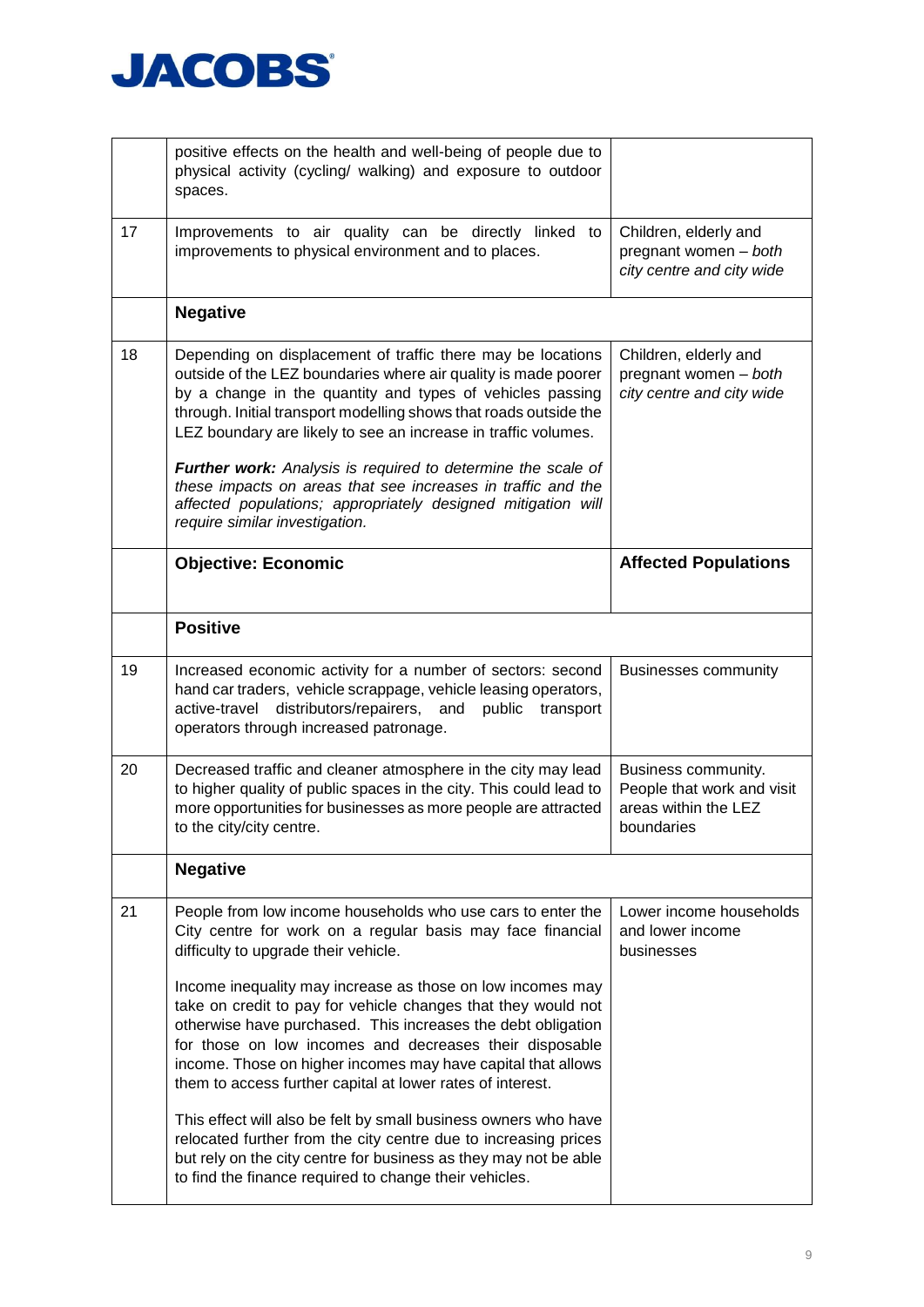| | | |
|---|---|---|
| | positive effects on the health and well-being of people due to physical activity (cycling/ walking) and exposure to outdoor spaces. | |
| 17 | Improvements to air quality can be directly linked to improvements to physical environment and to places. | Children, elderly and pregnant women – *both city centre and city wide* |
| | **Negative** | |
| 18 | Depending on displacement of traffic there may be locations outside of the LEZ boundaries where air quality is made poorer by a change in the quantity and types of vehicles passing through. Initial transport modelling shows that roads outside the LEZ boundary are likely to see an increase in traffic volumes.<br><br>***Further work:*** *Analysis is required to determine the scale of these impacts on areas that see increases in traffic and the affected populations; appropriately designed mitigation will require similar investigation.* | Children, elderly and pregnant women – *both city centre and city wide* |
| | **Objective: Economic** | **Affected Populations** |
| | **Positive** | |
| 19 | Increased economic activity for a number of sectors: second hand car traders, vehicle scrappage, vehicle leasing operators, active-travel distributors/repairers, and public transport operators through increased patronage. | Businesses community |
| 20 | Decreased traffic and cleaner atmosphere in the city may lead to higher quality of public spaces in the city. This could lead to more opportunities for businesses as more people are attracted to the city/city centre. | Business community. People that work and visit areas within the LEZ boundaries |
| | **Negative** | |
| 21 | People from low income households who use cars to enter the City centre for work on a regular basis may face financial difficulty to upgrade their vehicle.<br><br>Income inequality may increase as those on low incomes may take on credit to pay for vehicle changes that they would not otherwise have purchased. This increases the debt obligation for those on low incomes and decreases their disposable income. Those on higher incomes may have capital that allows them to access further capital at lower rates of interest.<br><br>This effect will also be felt by small business owners who have relocated further from the city centre due to increasing prices but rely on the city centre for business as they may not be able to find the finance required to change their vehicles. | Lower income households and lower income businesses |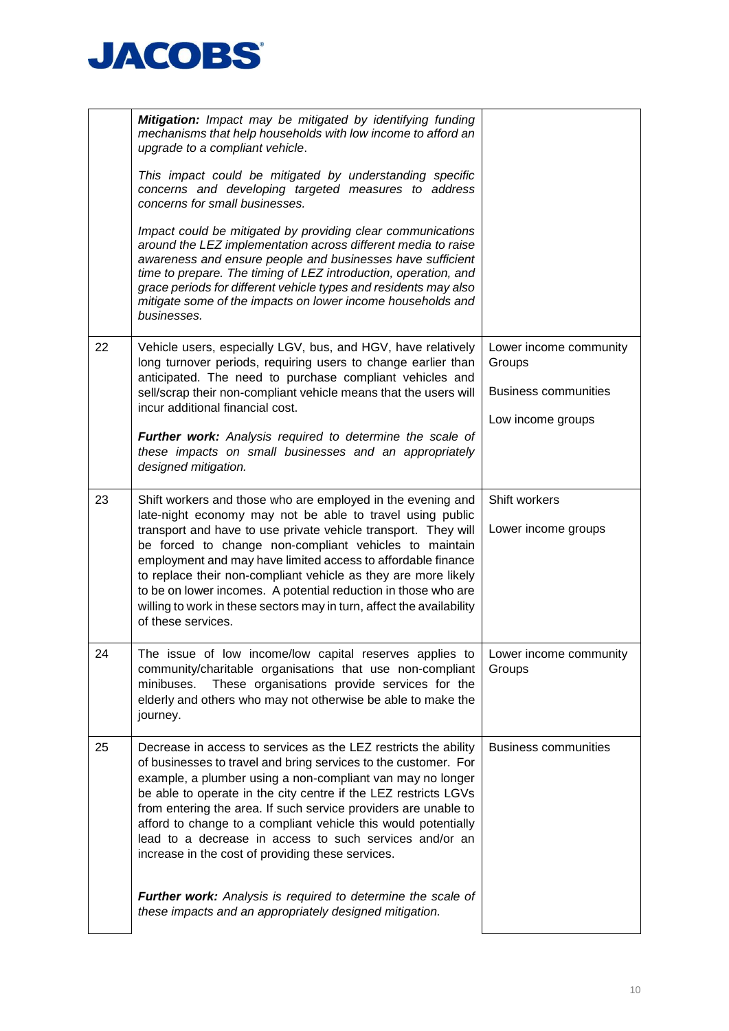| | | |
|---|---|---|
| | ***Mitigation:*** *Impact may be mitigated by identifying funding mechanisms that help households with low income to afford an upgrade to a compliant vehicle.*<br><br>*This impact could be mitigated by understanding specific concerns and developing targeted measures to address concerns for small businesses.*<br><br>*Impact could be mitigated by providing clear communications around the LEZ implementation across different media to raise awareness and ensure people and businesses have sufficient time to prepare. The timing of LEZ introduction, operation, and grace periods for different vehicle types and residents may also mitigate some of the impacts on lower income households and businesses.* | |
| 22 | Vehicle users, especially LGV, bus, and HGV, have relatively long turnover periods, requiring users to change earlier than anticipated. The need to purchase compliant vehicles and sell/scrap their non-compliant vehicle means that the users will incur additional financial cost.<br><br>***Further work:*** *Analysis required to determine the scale of these impacts on small businesses and an appropriately designed mitigation.* | Lower income community Groups<br><br>Business communities<br><br>Low income groups |
| 23 | Shift workers and those who are employed in the evening and late-night economy may not be able to travel using public transport and have to use private vehicle transport. They will be forced to change non-compliant vehicles to maintain employment and may have limited access to affordable finance to replace their non-compliant vehicle as they are more likely to be on lower incomes. A potential reduction in those who are willing to work in these sectors may in turn, affect the availability of these services. | Shift workers<br><br>Lower income groups |
| 24 | The issue of low income/low capital reserves applies to community/charitable organisations that use non-compliant minibuses. These organisations provide services for the elderly and others who may not otherwise be able to make the journey. | Lower income community Groups |
| 25 | Decrease in access to services as the LEZ restricts the ability of businesses to travel and bring services to the customer. For example, a plumber using a non-compliant van may no longer be able to operate in the city centre if the LEZ restricts LGVs from entering the area. If such service providers are unable to afford to change to a compliant vehicle this would potentially lead to a decrease in access to such services and/or an increase in the cost of providing these services.<br><br>***Further work:*** *Analysis is required to determine the scale of these impacts and an appropriately designed mitigation.* | Business communities |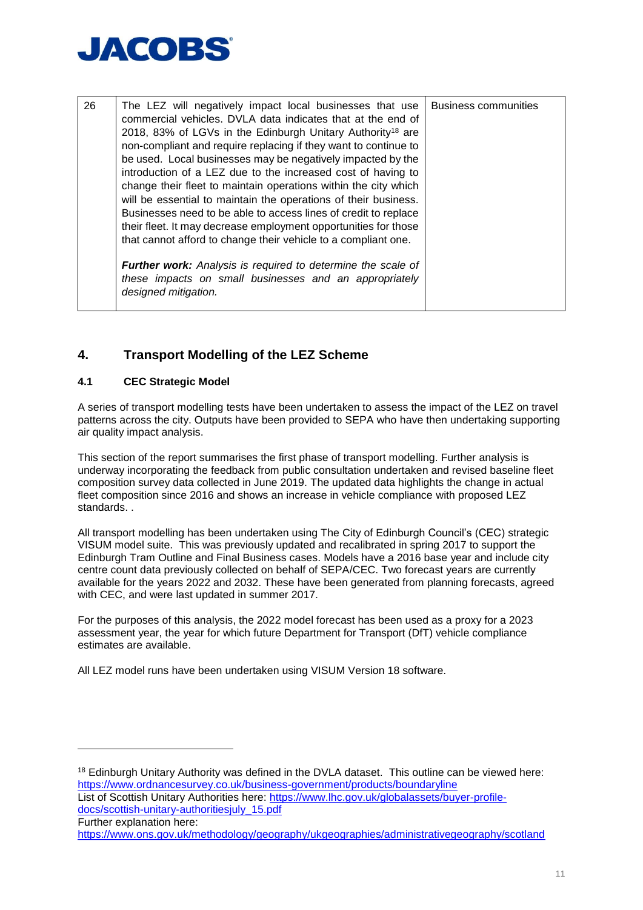| 26 | The LEZ will negatively impact local businesses that use commercial vehicles. DVLA data indicates that at the end of 2018, 83% of LGVs in the Edinburgh Unitary Authority[18] are non-compliant and require replacing if they want to continue to be used. Local businesses may be negatively impacted by the introduction of a LEZ due to the increased cost of having to change their fleet to maintain operations within the city which will be essential to maintain the operations of their business. Businesses need to be able to access lines of credit to replace their fleet. It may decrease employment opportunities for those that cannot afford to change their vehicle to a compliant one.<br><br>***Further work:*** *Analysis is required to determine the scale of these impacts on small businesses and an appropriately designed mitigation.* | Business communities |
|---|---|---|

## 4. Transport Modelling of the LEZ Scheme

### 4.1 CEC Strategic Model

A series of transport modelling tests have been undertaken to assess the impact of the LEZ on travel patterns across the city. Outputs have been provided to SEPA who have then undertaking supporting air quality impact analysis.

This section of the report summarises the first phase of transport modelling. Further analysis is underway incorporating the feedback from public consultation undertaken and revised baseline fleet composition survey data collected in June 2019. The updated data highlights the change in actual fleet composition since 2016 and shows an increase in vehicle compliance with proposed LEZ standards. .

All transport modelling has been undertaken using The City of Edinburgh Council's (CEC) strategic VISUM model suite. This was previously updated and recalibrated in spring 2017 to support the Edinburgh Tram Outline and Final Business cases. Models have a 2016 base year and include city centre count data previously collected on behalf of SEPA/CEC. Two forecast years are currently available for the years 2022 and 2032. These have been generated from planning forecasts, agreed with CEC, and were last updated in summer 2017.

For the purposes of this analysis, the 2022 model forecast has been used as a proxy for a 2023 assessment year, the year for which future Department for Transport (DfT) vehicle compliance estimates are available.

All LEZ model runs have been undertaken using VISUM Version 18 software.

---

[18] Edinburgh Unitary Authority was defined in the DVLA dataset. This outline can be viewed here: https://www.ordnancesurvey.co.uk/business-government/products/boundaryline
List of Scottish Unitary Authorities here: https://www.lhc.gov.uk/globalassets/buyer-profile-docs/scottish-unitary-authoritiesjuly_15.pdf
Further explanation here:
https://www.ons.gov.uk/methodology/geography/ukgeographies/administrativegeography/scotland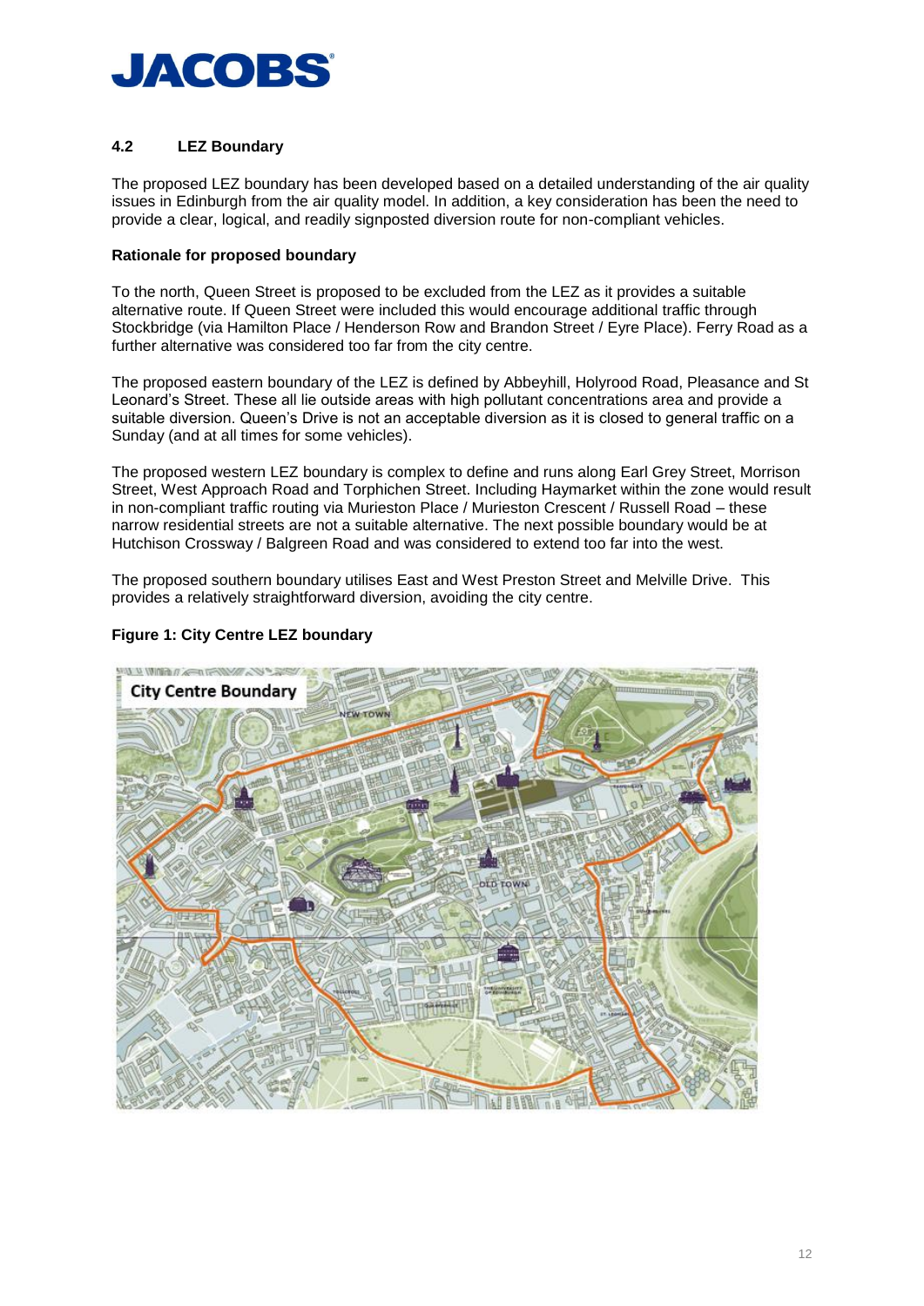## 4.2 LEZ Boundary

The proposed LEZ boundary has been developed based on a detailed understanding of the air quality issues in Edinburgh from the air quality model. In addition, a key consideration has been the need to provide a clear, logical, and readily signposted diversion route for non-compliant vehicles.

**Rationale for proposed boundary**

To the north, Queen Street is proposed to be excluded from the LEZ as it provides a suitable alternative route. If Queen Street were included this would encourage additional traffic through Stockbridge (via Hamilton Place / Henderson Row and Brandon Street / Eyre Place). Ferry Road as a further alternative was considered too far from the city centre.

The proposed eastern boundary of the LEZ is defined by Abbeyhill, Holyrood Road, Pleasance and St Leonard's Street. These all lie outside areas with high pollutant concentrations area and provide a suitable diversion. Queen's Drive is not an acceptable diversion as it is closed to general traffic on a Sunday (and at all times for some vehicles).

The proposed western LEZ boundary is complex to define and runs along Earl Grey Street, Morrison Street, West Approach Road and Torphichen Street. Including Haymarket within the zone would result in non-compliant traffic routing via Murieston Place / Murieston Crescent / Russell Road – these narrow residential streets are not a suitable alternative. The next possible boundary would be at Hutchison Crossway / Balgreen Road and was considered to extend too far into the west.

The proposed southern boundary utilises East and West Preston Street and Melville Drive. This provides a relatively straightforward diversion, avoiding the city centre.

**Figure 1: City Centre LEZ boundary**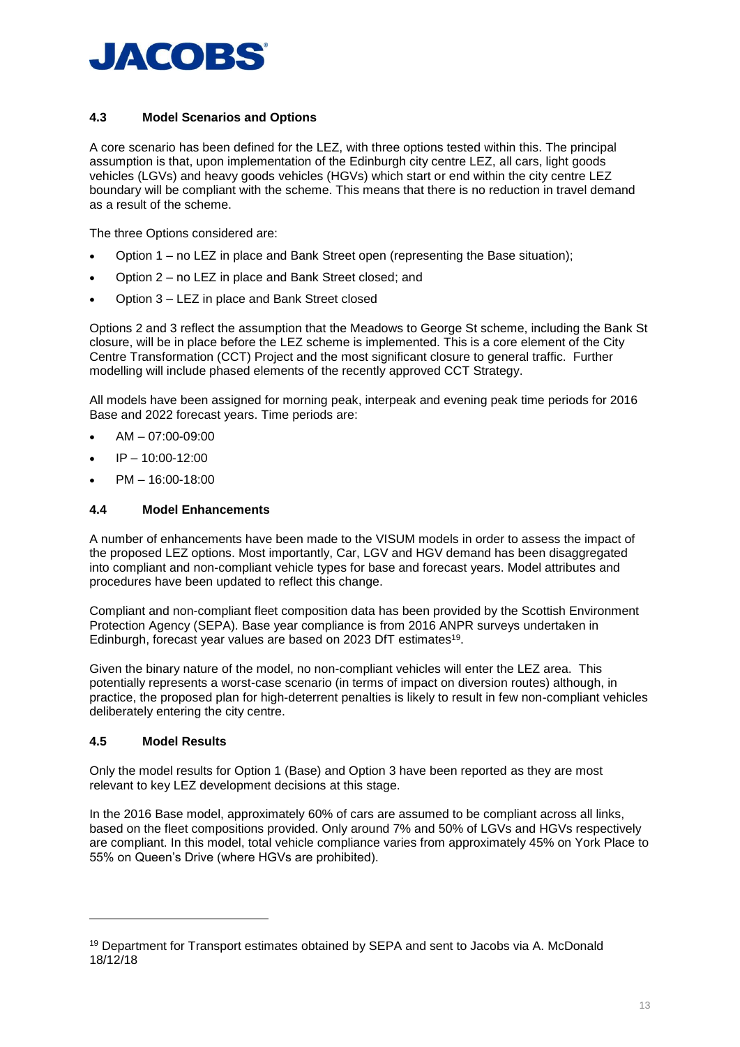### 4.3 Model Scenarios and Options

A core scenario has been defined for the LEZ, with three options tested within this. The principal assumption is that, upon implementation of the Edinburgh city centre LEZ, all cars, light goods vehicles (LGVs) and heavy goods vehicles (HGVs) which start or end within the city centre LEZ boundary will be compliant with the scheme. This means that there is no reduction in travel demand as a result of the scheme.

The three Options considered are:

- Option 1 – no LEZ in place and Bank Street open (representing the Base situation);
- Option 2 – no LEZ in place and Bank Street closed; and
- Option 3 – LEZ in place and Bank Street closed

Options 2 and 3 reflect the assumption that the Meadows to George St scheme, including the Bank St closure, will be in place before the LEZ scheme is implemented. This is a core element of the City Centre Transformation (CCT) Project and the most significant closure to general traffic. Further modelling will include phased elements of the recently approved CCT Strategy.

All models have been assigned for morning peak, interpeak and evening peak time periods for 2016 Base and 2022 forecast years. Time periods are:

- AM – 07:00-09:00
- IP – 10:00-12:00
- PM – 16:00-18:00

### 4.4 Model Enhancements

A number of enhancements have been made to the VISUM models in order to assess the impact of the proposed LEZ options. Most importantly, Car, LGV and HGV demand has been disaggregated into compliant and non-compliant vehicle types for base and forecast years. Model attributes and procedures have been updated to reflect this change.

Compliant and non-compliant fleet composition data has been provided by the Scottish Environment Protection Agency (SEPA). Base year compliance is from 2016 ANPR surveys undertaken in Edinburgh, forecast year values are based on 2023 DfT estimates[19].

Given the binary nature of the model, no non-compliant vehicles will enter the LEZ area. This potentially represents a worst-case scenario (in terms of impact on diversion routes) although, in practice, the proposed plan for high-deterrent penalties is likely to result in few non-compliant vehicles deliberately entering the city centre.

### 4.5 Model Results

Only the model results for Option 1 (Base) and Option 3 have been reported as they are most relevant to key LEZ development decisions at this stage.

In the 2016 Base model, approximately 60% of cars are assumed to be compliant across all links, based on the fleet compositions provided. Only around 7% and 50% of LGVs and HGVs respectively are compliant. In this model, total vehicle compliance varies from approximately 45% on York Place to 55% on Queen's Drive (where HGVs are prohibited).

---

[19] Department for Transport estimates obtained by SEPA and sent to Jacobs via A. McDonald 18/12/18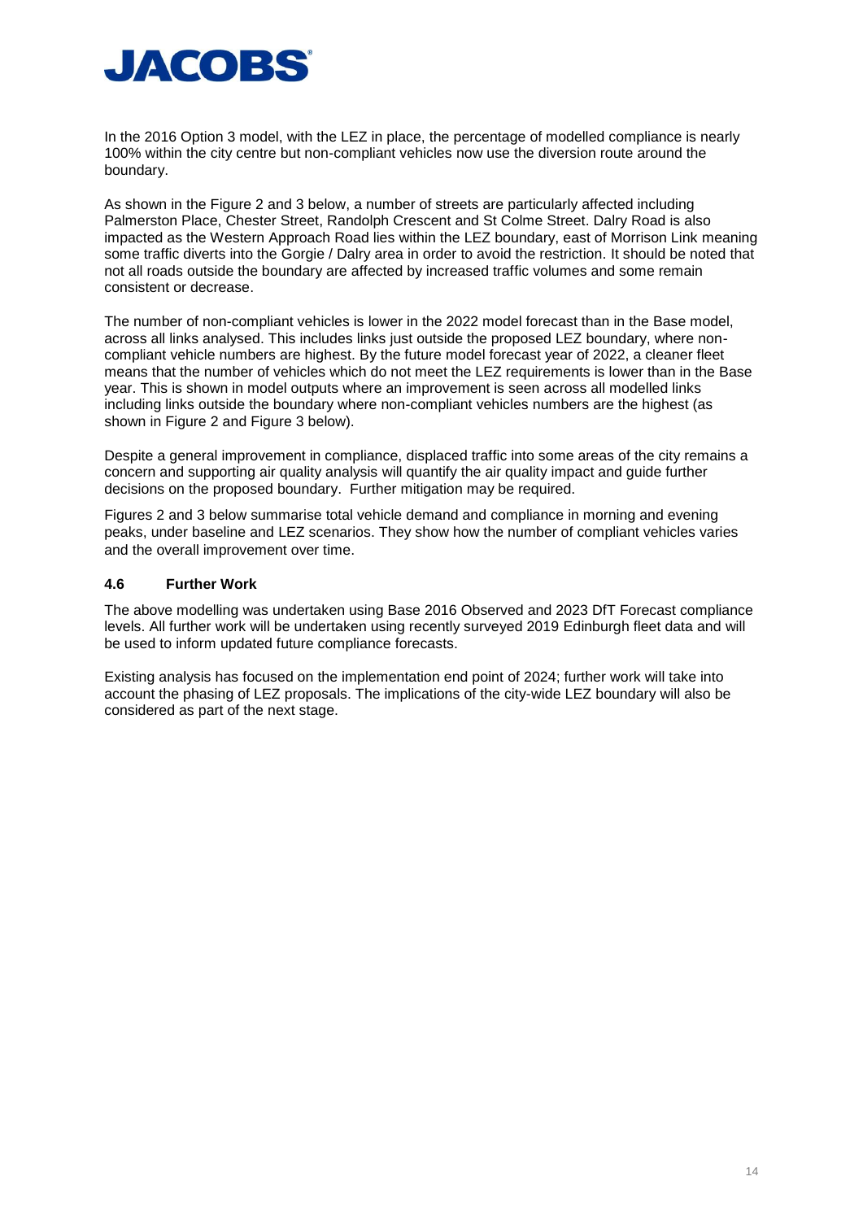In the 2016 Option 3 model, with the LEZ in place, the percentage of modelled compliance is nearly 100% within the city centre but non-compliant vehicles now use the diversion route around the boundary.

As shown in the Figure 2 and 3 below, a number of streets are particularly affected including Palmerston Place, Chester Street, Randolph Crescent and St Colme Street. Dalry Road is also impacted as the Western Approach Road lies within the LEZ boundary, east of Morrison Link meaning some traffic diverts into the Gorgie / Dalry area in order to avoid the restriction. It should be noted that not all roads outside the boundary are affected by increased traffic volumes and some remain consistent or decrease.

The number of non-compliant vehicles is lower in the 2022 model forecast than in the Base model, across all links analysed. This includes links just outside the proposed LEZ boundary, where non-compliant vehicle numbers are highest. By the future model forecast year of 2022, a cleaner fleet means that the number of vehicles which do not meet the LEZ requirements is lower than in the Base year. This is shown in model outputs where an improvement is seen across all modelled links including links outside the boundary where non-compliant vehicles numbers are the highest (as shown in Figure 2 and Figure 3 below).

Despite a general improvement in compliance, displaced traffic into some areas of the city remains a concern and supporting air quality analysis will quantify the air quality impact and guide further decisions on the proposed boundary. Further mitigation may be required.

Figures 2 and 3 below summarise total vehicle demand and compliance in morning and evening peaks, under baseline and LEZ scenarios. They show how the number of compliant vehicles varies and the overall improvement over time.

### 4.6 Further Work

The above modelling was undertaken using Base 2016 Observed and 2023 DfT Forecast compliance levels. All further work will be undertaken using recently surveyed 2019 Edinburgh fleet data and will be used to inform updated future compliance forecasts.

Existing analysis has focused on the implementation end point of 2024; further work will take into account the phasing of LEZ proposals. The implications of the city-wide LEZ boundary will also be considered as part of the next stage.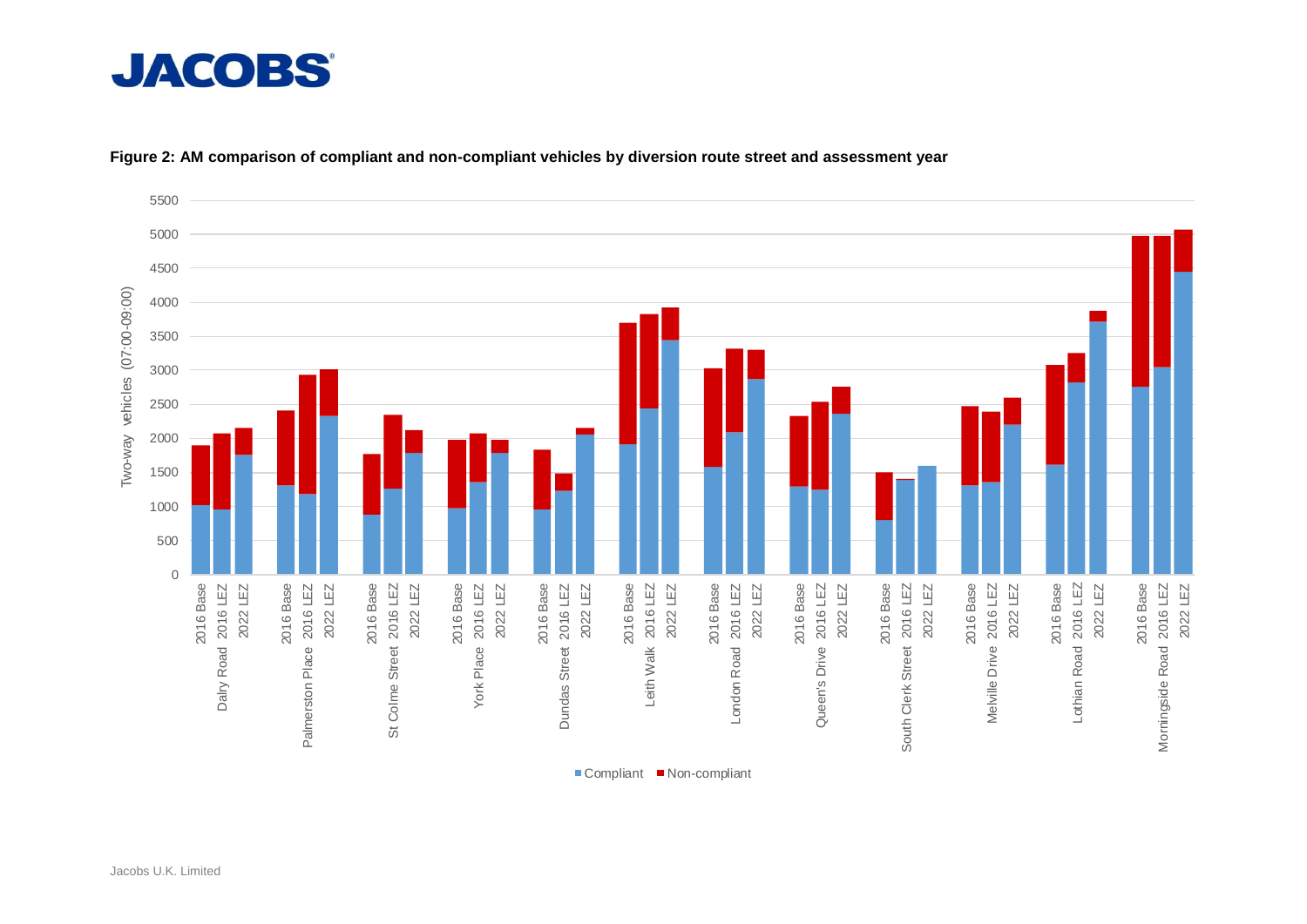**Figure 2: AM comparison of compliant and non-compliant vehicles by diversion route street and assessment year**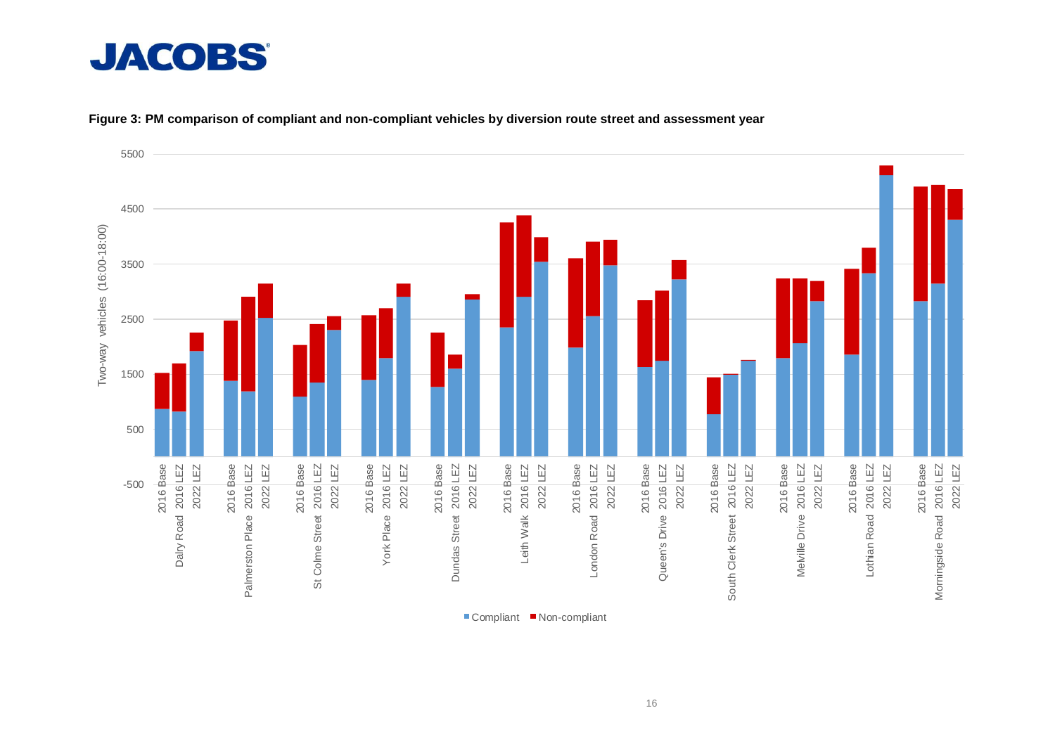**Figure 3: PM comparison of compliant and non-compliant vehicles by diversion route street and assessment year**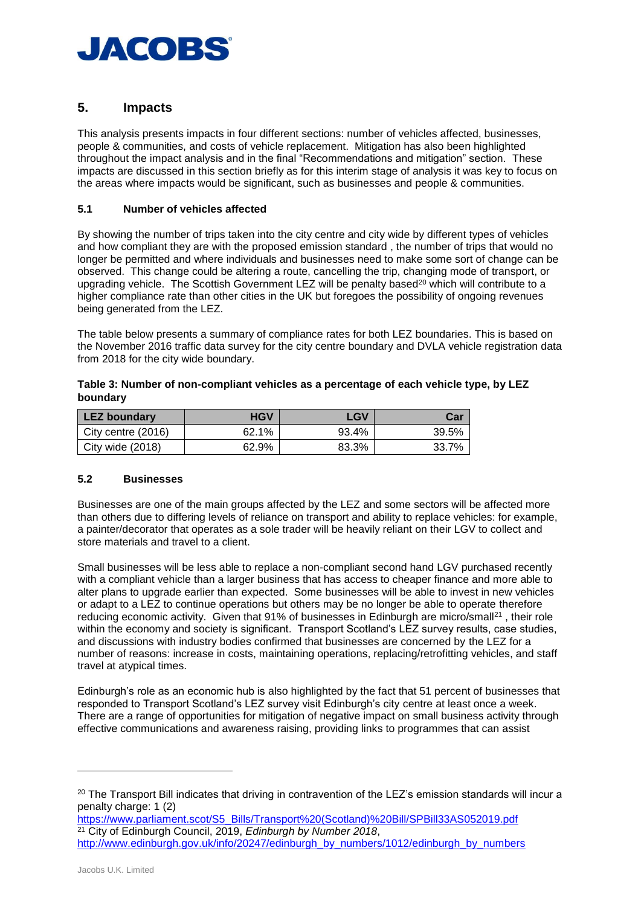## 5. Impacts

This analysis presents impacts in four different sections: number of vehicles affected, businesses, people & communities, and costs of vehicle replacement. Mitigation has also been highlighted throughout the impact analysis and in the final "Recommendations and mitigation" section. These impacts are discussed in this section briefly as for this interim stage of analysis it was key to focus on the areas where impacts would be significant, such as businesses and people & communities.

### 5.1 Number of vehicles affected

By showing the number of trips taken into the city centre and city wide by different types of vehicles and how compliant they are with the proposed emission standard , the number of trips that would no longer be permitted and where individuals and businesses need to make some sort of change can be observed. This change could be altering a route, cancelling the trip, changing mode of transport, or upgrading vehicle. The Scottish Government LEZ will be penalty based[20] which will contribute to a higher compliance rate than other cities in the UK but foregoes the possibility of ongoing revenues being generated from the LEZ.

The table below presents a summary of compliance rates for both LEZ boundaries. This is based on the November 2016 traffic data survey for the city centre boundary and DVLA vehicle registration data from 2018 for the city wide boundary.

**Table 3: Number of non-compliant vehicles as a percentage of each vehicle type, by LEZ boundary**

| LEZ boundary | HGV | LGV | Car |
|---|---|---|---|
| City centre (2016) | 62.1% | 93.4% | 39.5% |
| City wide (2018) | 62.9% | 83.3% | 33.7% |

### 5.2 Businesses

Businesses are one of the main groups affected by the LEZ and some sectors will be affected more than others due to differing levels of reliance on transport and ability to replace vehicles: for example, a painter/decorator that operates as a sole trader will be heavily reliant on their LGV to collect and store materials and travel to a client.

Small businesses will be less able to replace a non-compliant second hand LGV purchased recently with a compliant vehicle than a larger business that has access to cheaper finance and more able to alter plans to upgrade earlier than expected. Some businesses will be able to invest in new vehicles or adapt to a LEZ to continue operations but others may be no longer be able to operate therefore reducing economic activity. Given that 91% of businesses in Edinburgh are micro/small[21] , their role within the economy and society is significant. Transport Scotland's LEZ survey results, case studies, and discussions with industry bodies confirmed that businesses are concerned by the LEZ for a number of reasons: increase in costs, maintaining operations, replacing/retrofitting vehicles, and staff travel at atypical times.

Edinburgh's role as an economic hub is also highlighted by the fact that 51 percent of businesses that responded to Transport Scotland's LEZ survey visit Edinburgh's city centre at least once a week. There are a range of opportunities for mitigation of negative impact on small business activity through effective communications and awareness raising, providing links to programmes that can assist

---

[20] The Transport Bill indicates that driving in contravention of the LEZ's emission standards will incur a penalty charge: 1 (2)
https://www.parliament.scot/S5_Bills/Transport%20(Scotland)%20Bill/SPBill33AS052019.pdf

[21] City of Edinburgh Council, 2019, *Edinburgh by Number 2018*,
http://www.edinburgh.gov.uk/info/20247/edinburgh_by_numbers/1012/edinburgh_by_numbers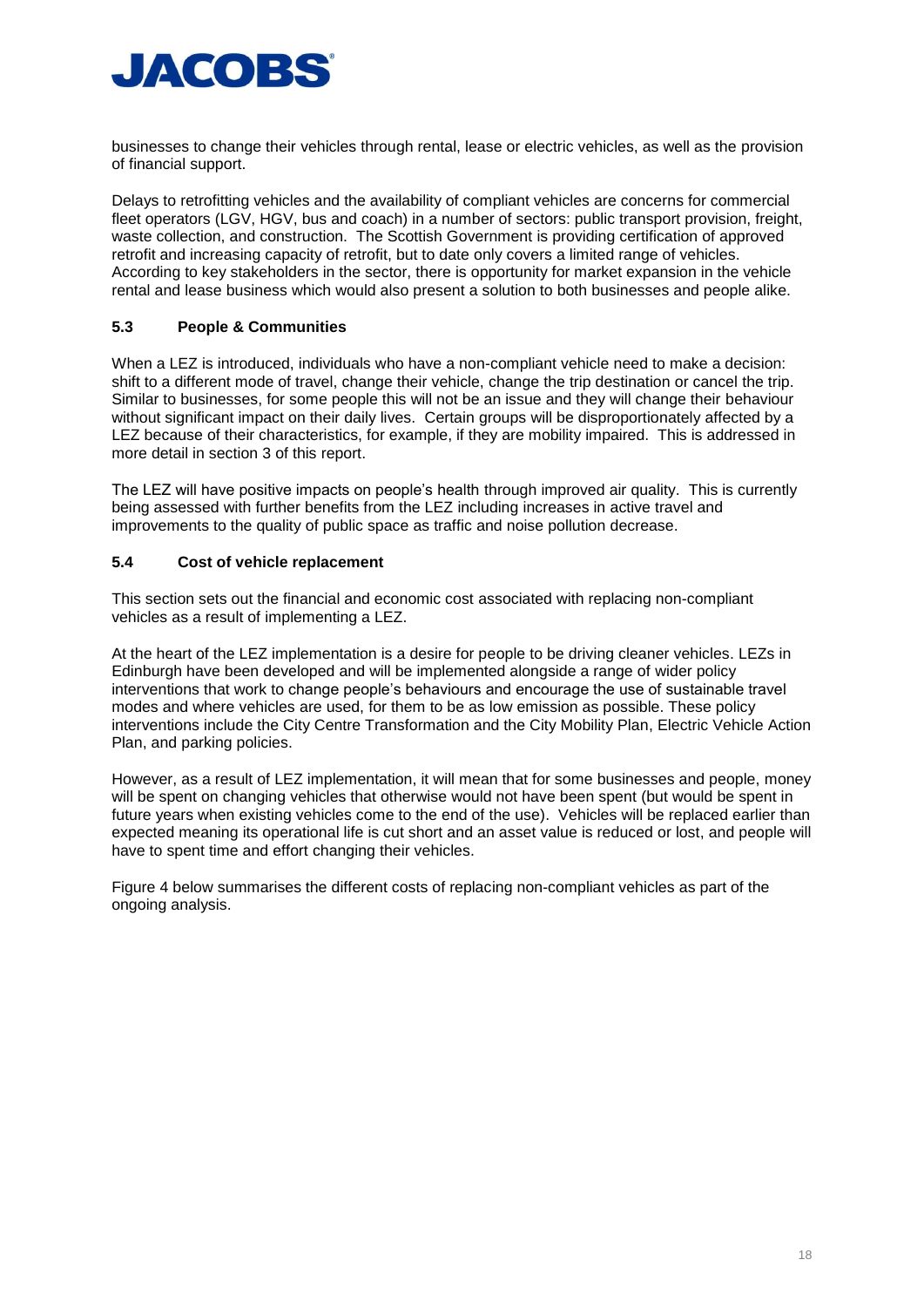businesses to change their vehicles through rental, lease or electric vehicles, as well as the provision of financial support.

Delays to retrofitting vehicles and the availability of compliant vehicles are concerns for commercial fleet operators (LGV, HGV, bus and coach) in a number of sectors: public transport provision, freight, waste collection, and construction. The Scottish Government is providing certification of approved retrofit and increasing capacity of retrofit, but to date only covers a limited range of vehicles. According to key stakeholders in the sector, there is opportunity for market expansion in the vehicle rental and lease business which would also present a solution to both businesses and people alike.

### 5.3 People & Communities

When a LEZ is introduced, individuals who have a non-compliant vehicle need to make a decision: shift to a different mode of travel, change their vehicle, change the trip destination or cancel the trip. Similar to businesses, for some people this will not be an issue and they will change their behaviour without significant impact on their daily lives. Certain groups will be disproportionately affected by a LEZ because of their characteristics, for example, if they are mobility impaired. This is addressed in more detail in section 3 of this report.

The LEZ will have positive impacts on people's health through improved air quality. This is currently being assessed with further benefits from the LEZ including increases in active travel and improvements to the quality of public space as traffic and noise pollution decrease.

### 5.4 Cost of vehicle replacement

This section sets out the financial and economic cost associated with replacing non-compliant vehicles as a result of implementing a LEZ.

At the heart of the LEZ implementation is a desire for people to be driving cleaner vehicles. LEZs in Edinburgh have been developed and will be implemented alongside a range of wider policy interventions that work to change people's behaviours and encourage the use of sustainable travel modes and where vehicles are used, for them to be as low emission as possible. These policy interventions include the City Centre Transformation and the City Mobility Plan, Electric Vehicle Action Plan, and parking policies.

However, as a result of LEZ implementation, it will mean that for some businesses and people, money will be spent on changing vehicles that otherwise would not have been spent (but would be spent in future years when existing vehicles come to the end of the use). Vehicles will be replaced earlier than expected meaning its operational life is cut short and an asset value is reduced or lost, and people will have to spent time and effort changing their vehicles.

Figure 4 below summarises the different costs of replacing non-compliant vehicles as part of the ongoing analysis.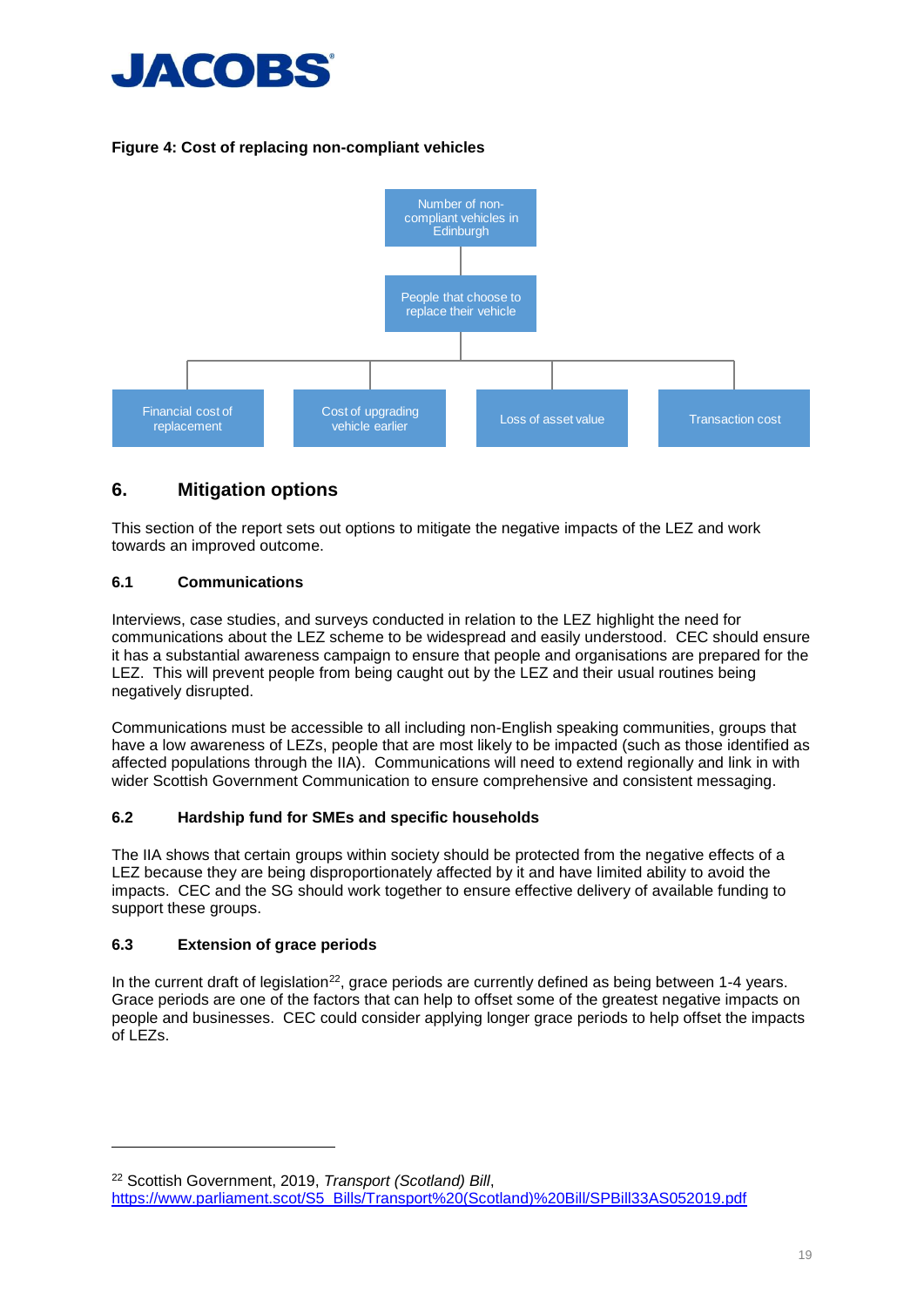**Figure 4: Cost of replacing non-compliant vehicles**

Number of non-compliant vehicles in Edinburgh

People that choose to replace their vehicle

Financial cost of replacement

Cost of upgrading vehicle earlier

Loss of asset value

Transaction cost

## 6. Mitigation options

This section of the report sets out options to mitigate the negative impacts of the LEZ and work towards an improved outcome.

### 6.1 Communications

Interviews, case studies, and surveys conducted in relation to the LEZ highlight the need for communications about the LEZ scheme to be widespread and easily understood. CEC should ensure it has a substantial awareness campaign to ensure that people and organisations are prepared for the LEZ. This will prevent people from being caught out by the LEZ and their usual routines being negatively disrupted.

Communications must be accessible to all including non-English speaking communities, groups that have a low awareness of LEZs, people that are most likely to be impacted (such as those identified as affected populations through the IIA). Communications will need to extend regionally and link in with wider Scottish Government Communication to ensure comprehensive and consistent messaging.

### 6.2 Hardship fund for SMEs and specific households

The IIA shows that certain groups within society should be protected from the negative effects of a LEZ because they are being disproportionately affected by it and have limited ability to avoid the impacts. CEC and the SG should work together to ensure effective delivery of available funding to support these groups.

### 6.3 Extension of grace periods

In the current draft of legislation[22], grace periods are currently defined as being between 1-4 years. Grace periods are one of the factors that can help to offset some of the greatest negative impacts on people and businesses. CEC could consider applying longer grace periods to help offset the impacts of LEZs.

---

[22] Scottish Government, 2019, *Transport (Scotland) Bill*, https://www.parliament.scot/S5_Bills/Transport%20(Scotland)%20Bill/SPBill33AS052019.pdf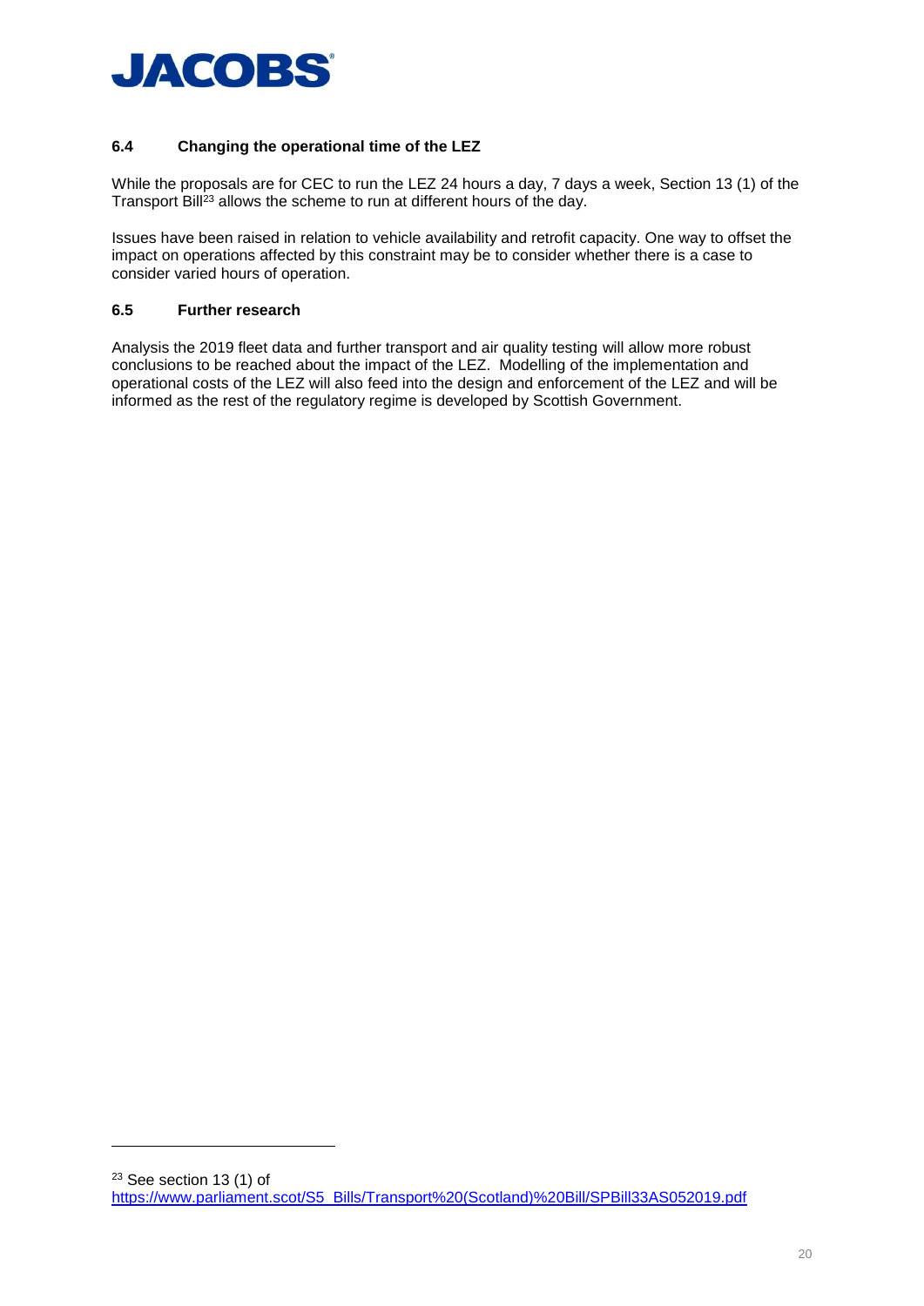### 6.4 Changing the operational time of the LEZ

While the proposals are for CEC to run the LEZ 24 hours a day, 7 days a week, Section 13 (1) of the Transport Bill[23] allows the scheme to run at different hours of the day.

Issues have been raised in relation to vehicle availability and retrofit capacity. One way to offset the impact on operations affected by this constraint may be to consider whether there is a case to consider varied hours of operation.

### 6.5 Further research

Analysis the 2019 fleet data and further transport and air quality testing will allow more robust conclusions to be reached about the impact of the LEZ. Modelling of the implementation and operational costs of the LEZ will also feed into the design and enforcement of the LEZ and will be informed as the rest of the regulatory regime is developed by Scottish Government.

---

[23] See section 13 (1) of https://www.parliament.scot/S5_Bills/Transport%20(Scotland)%20Bill/SPBill33AS052019.pdf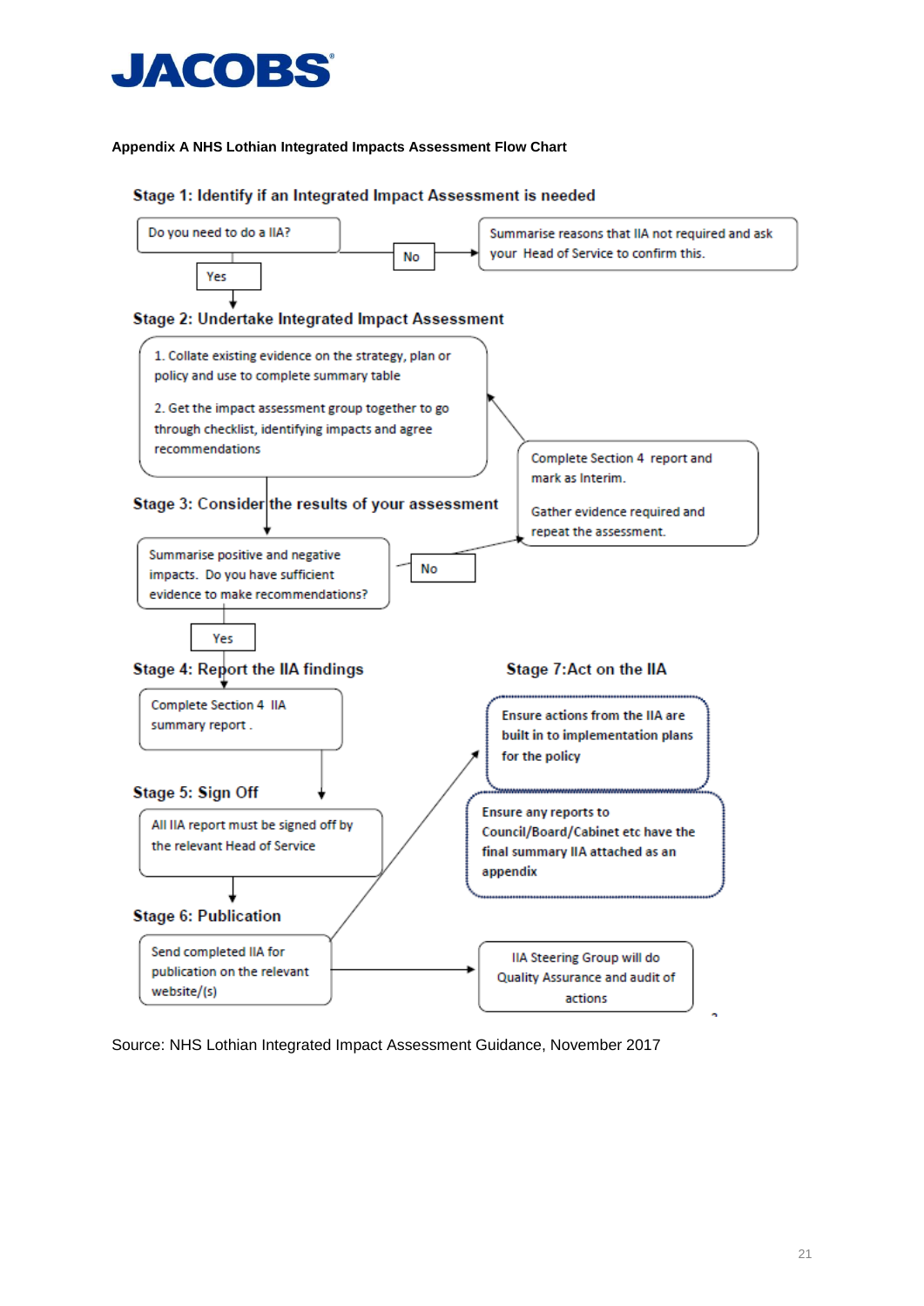**Appendix A NHS Lothian Integrated Impacts Assessment Flow Chart**

**Stage 1: Identify if an Integrated Impact Assessment is needed**

Do you need to do a IIA?

No

Summarise reasons that IIA not required and ask your Head of Service to confirm this.

Yes

**Stage 2: Undertake Integrated Impact Assessment**

1. Collate existing evidence on the strategy, plan or policy and use to complete summary table

2. Get the impact assessment group together to go through checklist, identifying impacts and agree recommendations

Complete Section 4 report and mark as Interim.

Gather evidence required and repeat the assessment.

**Stage 3: Consider the results of your assessment**

Summarise positive and negative impacts. Do you have sufficient evidence to make recommendations?

No

Yes

**Stage 4: Report the IIA findings**

Complete Section 4 IIA summary report .

**Stage 5: Sign Off**

All IIA report must be signed off by the relevant Head of Service

**Stage 6: Publication**

Send completed IIA for publication on the relevant website/(s)

IIA Steering Group will do Quality Assurance and audit of actions

**Stage 7:Act on the IIA**

Ensure actions from the IIA are built in to implementation plans for the policy

Ensure any reports to Council/Board/Cabinet etc have the final summary IIA attached as an appendix

Source: NHS Lothian Integrated Impact Assessment Guidance, November 2017